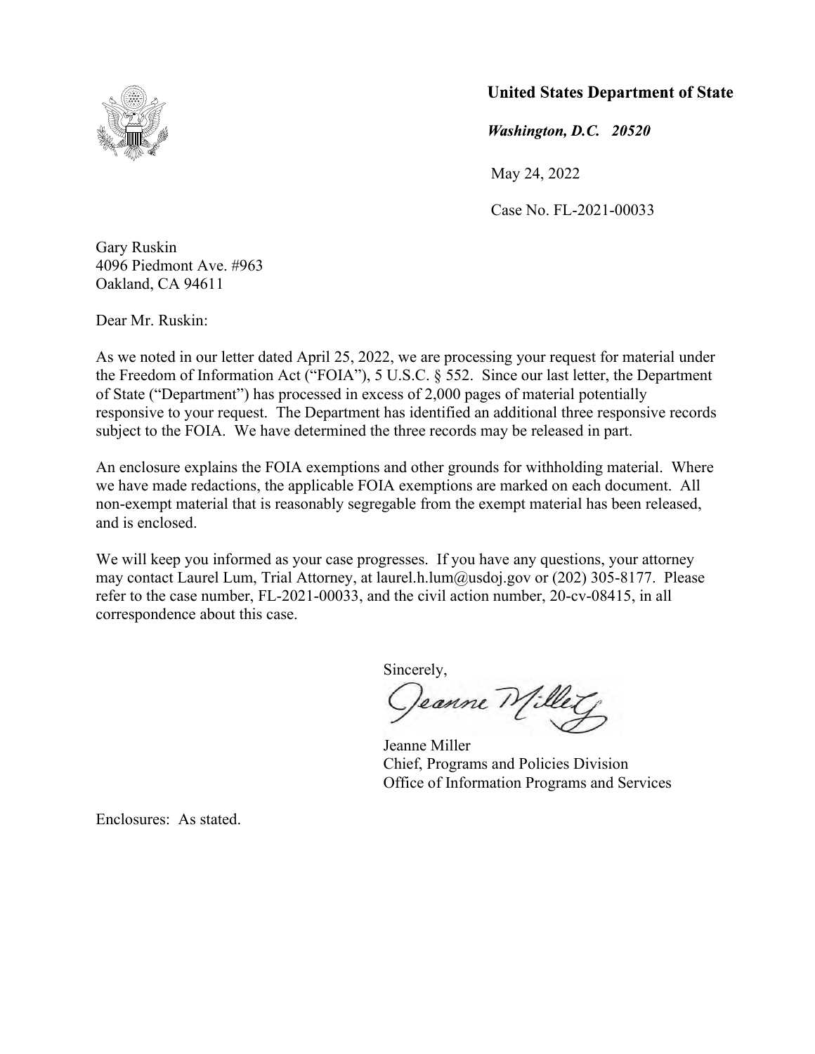**United States Department of State**

***Washington, D.C. 20520***

May 24, 2022

Case No. FL-2021-00033

Gary Ruskin
4096 Piedmont Ave. #963
Oakland, CA 94611

Dear Mr. Ruskin:

As we noted in our letter dated April 25, 2022, we are processing your request for material under the Freedom of Information Act ("FOIA"), 5 U.S.C. § 552. Since our last letter, the Department of State ("Department") has processed in excess of 2,000 pages of material potentially responsive to your request. The Department has identified an additional three responsive records subject to the FOIA. We have determined the three records may be released in part.

An enclosure explains the FOIA exemptions and other grounds for withholding material. Where we have made redactions, the applicable FOIA exemptions are marked on each document. All non-exempt material that is reasonably segregable from the exempt material has been released, and is enclosed.

We will keep you informed as your case progresses. If you have any questions, your attorney may contact Laurel Lum, Trial Attorney, at laurel.h.lum@usdoj.gov or (202) 305-8177. Please refer to the case number, FL-2021-00033, and the civil action number, 20-cv-08415, in all correspondence about this case.

Sincerely,

Jeanne Miller

Jeanne Miller
Chief, Programs and Policies Division
Office of Information Programs and Services

Enclosures: As stated.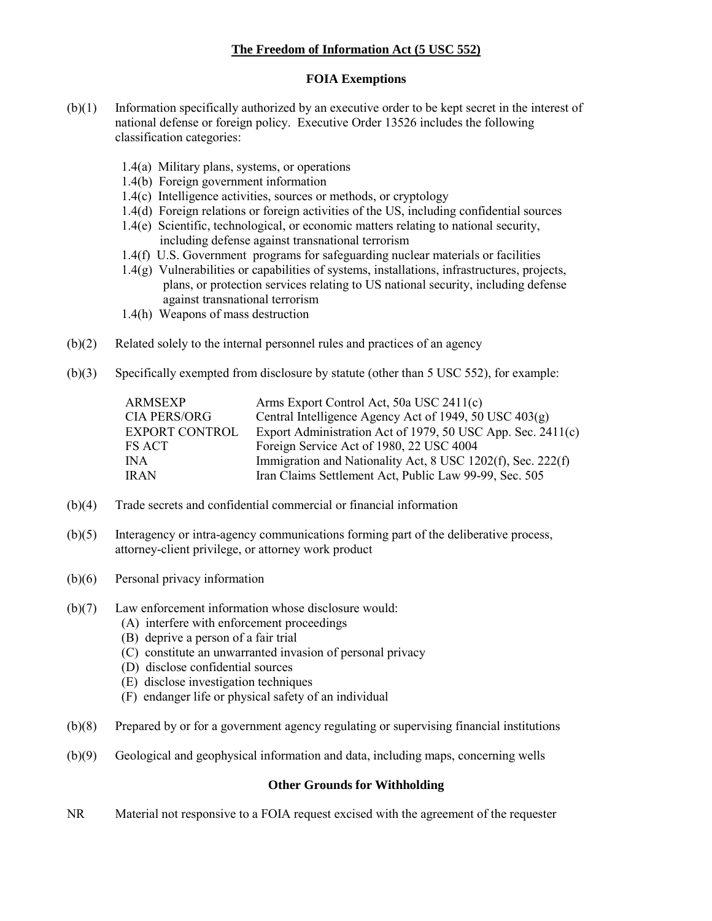# The Freedom of Information Act (5 USC 552)

## FOIA Exemptions

(b)(1) Information specifically authorized by an executive order to be kept secret in the interest of national defense or foreign policy. Executive Order 13526 includes the following classification categories:

- 1.4(a) Military plans, systems, or operations
- 1.4(b) Foreign government information
- 1.4(c) Intelligence activities, sources or methods, or cryptology
- 1.4(d) Foreign relations or foreign activities of the US, including confidential sources
- 1.4(e) Scientific, technological, or economic matters relating to national security, including defense against transnational terrorism
- 1.4(f) U.S. Government programs for safeguarding nuclear materials or facilities
- 1.4(g) Vulnerabilities or capabilities of systems, installations, infrastructures, projects, plans, or protection services relating to US national security, including defense against transnational terrorism
- 1.4(h) Weapons of mass destruction

(b)(2) Related solely to the internal personnel rules and practices of an agency

(b)(3) Specifically exempted from disclosure by statute (other than 5 USC 552), for example:

| | |
|---|---|
| ARMSEXP | Arms Export Control Act, 50a USC 2411(c) |
| CIA PERS/ORG | Central Intelligence Agency Act of 1949, 50 USC 403(g) |
| EXPORT CONTROL | Export Administration Act of 1979, 50 USC App. Sec. 2411(c) |
| FS ACT | Foreign Service Act of 1980, 22 USC 4004 |
| INA | Immigration and Nationality Act, 8 USC 1202(f), Sec. 222(f) |
| IRAN | Iran Claims Settlement Act, Public Law 99-99, Sec. 505 |

(b)(4) Trade secrets and confidential commercial or financial information

(b)(5) Interagency or intra-agency communications forming part of the deliberative process, attorney-client privilege, or attorney work product

(b)(6) Personal privacy information

(b)(7) Law enforcement information whose disclosure would:
- (A) interfere with enforcement proceedings
- (B) deprive a person of a fair trial
- (C) constitute an unwarranted invasion of personal privacy
- (D) disclose confidential sources
- (E) disclose investigation techniques
- (F) endanger life or physical safety of an individual

(b)(8) Prepared by or for a government agency regulating or supervising financial institutions

(b)(9) Geological and geophysical information and data, including maps, concerning wells

## Other Grounds for Withholding

NR Material not responsive to a FOIA request excised with the agreement of the requester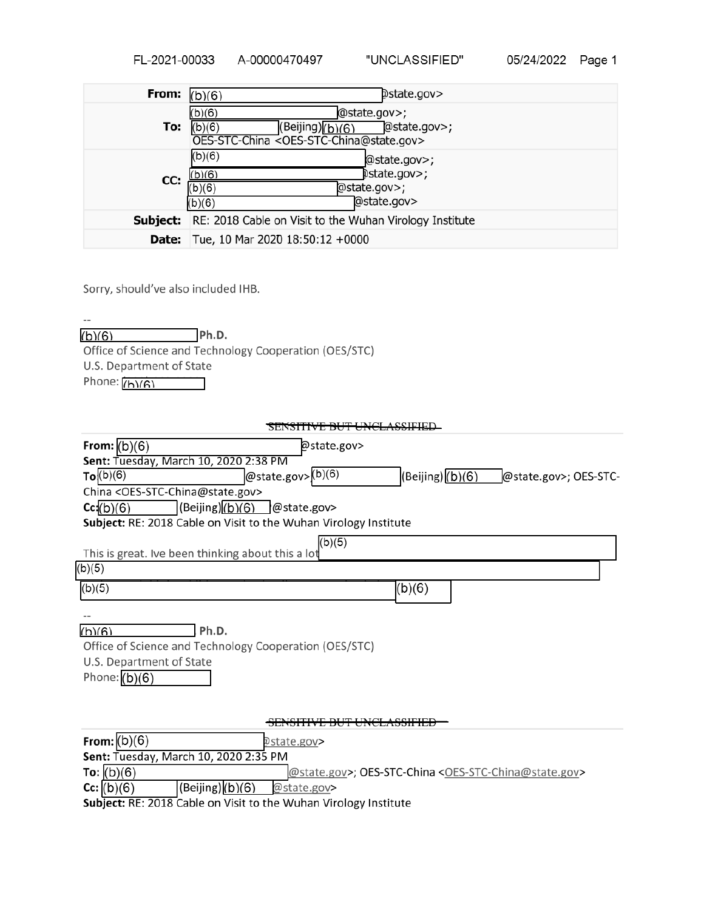| | |
|---|---|
| **From:** | (b)(6) @state.gov> |
| **To:** | (b)(6) @state.gov>; (b)(6) (Beijing) (b)(6) @state.gov>; OES-STC-China <OES-STC-China@state.gov> |
| **CC:** | (b)(6) @state.gov>; (b)(6) @state.gov>; (b)(6) @state.gov>; (b)(6) @state.gov> |
| **Subject:** | RE: 2018 Cable on Visit to the Wuhan Virology Institute |
| **Date:** | Tue, 10 Mar 2020 18:50:12 +0000 |

Sorry, should've also included IHB.

--

(b)(6) **Ph.D.**
Office of Science and Technology Cooperation (OES/STC)
U.S. Department of State
Phone: (b)(6)

~~SENSITIVE BUT UNCLASSIFIED~~

**From:** (b)(6) @state.gov>
**Sent:** Tuesday, March 10, 2020 2:38 PM
**To** (b)(6) @state.gov> (b)(6) (Beijing) (b)(6) @state.gov>; OES-STC-China <OES-STC-China@state.gov>
**Cc:** (b)(6) (Beijing) (b)(6) @state.gov>
**Subject:** RE: 2018 Cable on Visit to the Wuhan Virology Institute

This is great. Ive been thinking about this a lot (b)(5)
(b)(5)
(b)(5) (b)(6)

--

(b)(6) **Ph.D.**
Office of Science and Technology Cooperation (OES/STC)
U.S. Department of State
Phone: (b)(6)

~~SENSITIVE BUT UNCLASSIFIED~~

**From:** (b)(6) @state.gov>
**Sent:** Tuesday, March 10, 2020 2:35 PM
**To:** (b)(6) @state.gov>; OES-STC-China <OES-STC-China@state.gov>
**Cc:** (b)(6) (Beijing) (b)(6) @state.gov>
**Subject:** RE: 2018 Cable on Visit to the Wuhan Virology Institute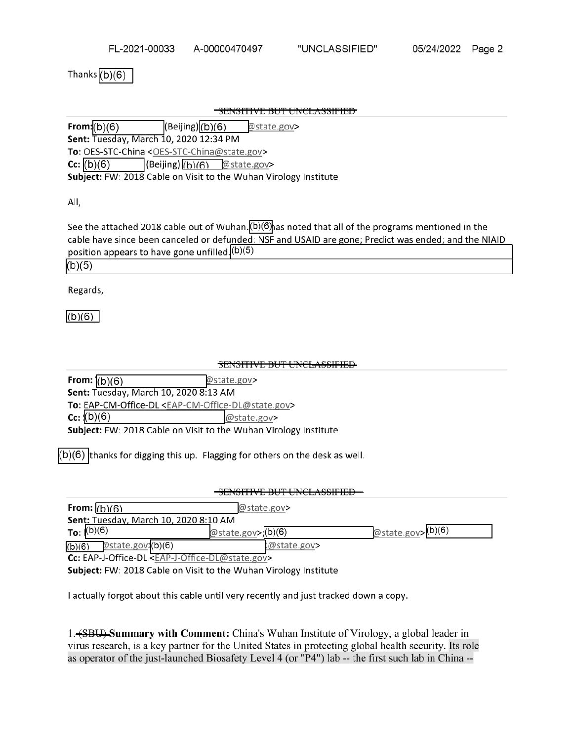Thanks (b)(6)

~~SENSITIVE BUT UNCLASSIFIED~~

**From:** (b)(6) (Beijing) (b)(6) @state.gov>
**Sent:** Tuesday, March 10, 2020 12:34 PM
**To:** OES-STC-China <OES-STC-China@state.gov>
**Cc:** (b)(6) (Beijing) (b)(6) @state.gov>
**Subject:** FW: 2018 Cable on Visit to the Wuhan Virology Institute

All,

See the attached 2018 cable out of Wuhan. (b)(6) has noted that all of the programs mentioned in the cable have since been canceled or defunded: NSF and USAID are gone; Predict was ended; and the NIAID position appears to have gone unfilled. (b)(5)
(b)(5)

Regards,

(b)(6)

~~SENSITIVE BUT UNCLASSIFIED~~

**From:** (b)(6) @state.gov>
**Sent:** Tuesday, March 10, 2020 8:13 AM
**To:** EAP-CM-Office-DL <EAP-CM-Office-DL@state.gov>
**Cc:** (b)(6) @state.gov>
**Subject:** FW: 2018 Cable on Visit to the Wuhan Virology Institute

(b)(6) thanks for digging this up. Flagging for others on the desk as well.

~~SENSITIVE BUT UNCLASSIFIED~~

**From:** (b)(6) @state.gov>
**Sent:** Tuesday, March 10, 2020 8:10 AM
**To:** (b)(6) @state.gov>; (b)(6) @state.gov> (b)(6)
(b)(6) @state.gov> (b)(6) @state.gov>
**Cc:** EAP-J-Office-DL <EAP-J-Office-DL@state.gov>
**Subject:** FW: 2018 Cable on Visit to the Wuhan Virology Institute

I actually forgot about this cable until very recently and just tracked down a copy.

1. ~~(SBU)~~ **Summary with Comment:** China's Wuhan Institute of Virology, a global leader in virus research, is a key partner for the United States in protecting global health security. Its role as operator of the just-launched Biosafety Level 4 (or "P4") lab -- the first such lab in China --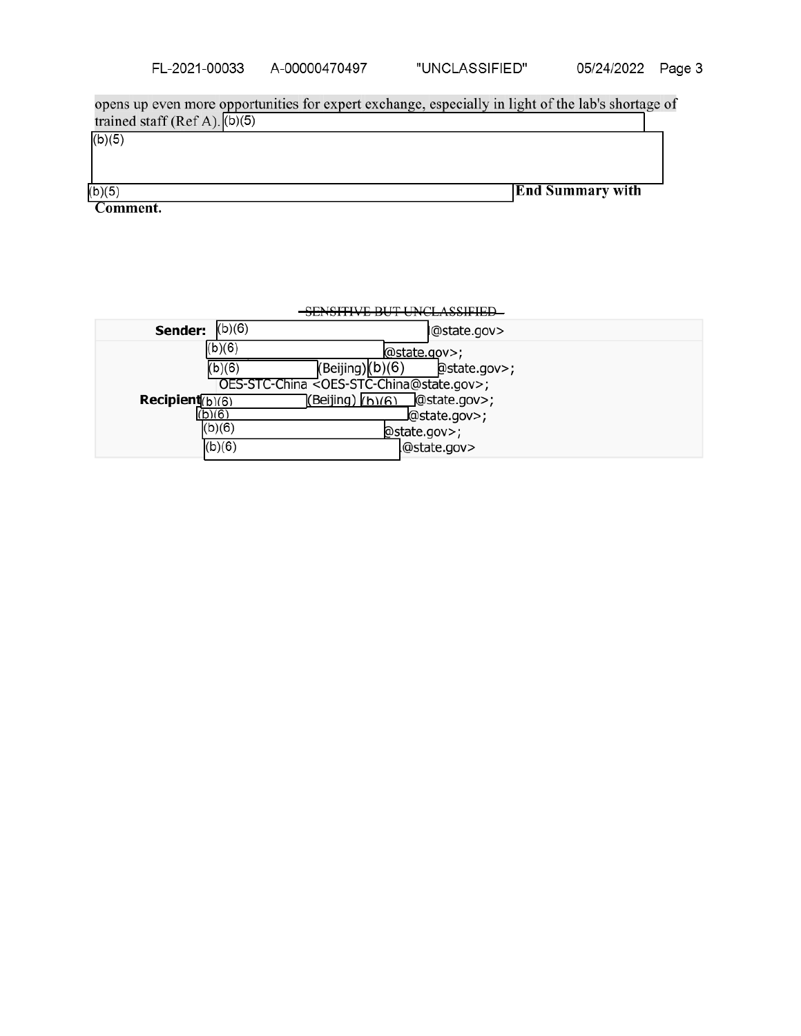opens up even more opportunities for expert exchange, especially in light of the lab's shortage of trained staff (Ref A). (b)(5)

(b)(5)

(b)(5) **End Summary with Comment.**

~~SENSITIVE BUT UNCLASSIFIED~~

| | |
|---|---|
| **Sender:** | (b)(6) @state.gov> |
| **Recipient:** | (b)(6) @state.gov>;<br>(b)(6) (Beijing) (b)(6) @state.gov>;<br>OES-STC-China <OES-STC-China@state.gov>;<br>(b)(6) (Beijing) (b)(6) @state.gov>;<br>(b)(6) @state.gov>;<br>(b)(6) @state.gov>;<br>(b)(6) @state.gov> |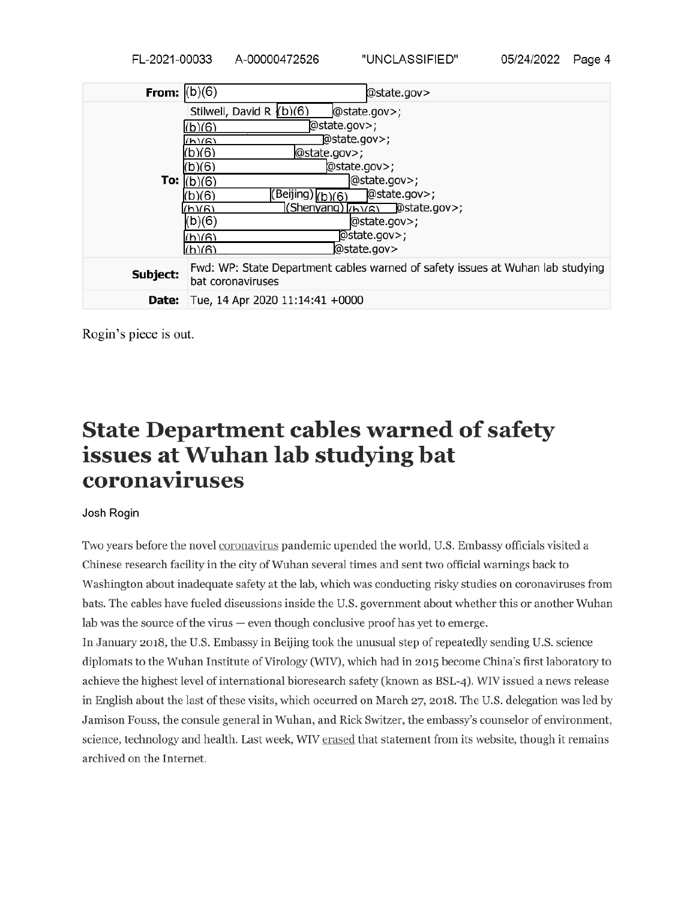| | |
|---|---|
| **From:** | (b)(6) @state.gov> |
| **To:** | Stilwell, David R (b)(6) @state.gov>; (b)(6) @state.gov>; (b)(6) @state.gov>; (b)(6) @state.gov>; (b)(6) @state.gov>; (b)(6) @state.gov>; (b)(6) (Beijing) (b)(6) @state.gov>; (b)(6) (Shenyang) (b)(6) @state.gov>; (b)(6) @state.gov>; (b)(6) @state.gov>; (b)(6) @state.gov> |
| **Subject:** | Fwd: WP: State Department cables warned of safety issues at Wuhan lab studying bat coronaviruses |
| **Date:** | Tue, 14 Apr 2020 11:14:41 +0000 |

Rogin's piece is out.

# State Department cables warned of safety issues at Wuhan lab studying bat coronaviruses

Josh Rogin

Two years before the novel coronavirus pandemic upended the world, U.S. Embassy officials visited a Chinese research facility in the city of Wuhan several times and sent two official warnings back to Washington about inadequate safety at the lab, which was conducting risky studies on coronaviruses from bats. The cables have fueled discussions inside the U.S. government about whether this or another Wuhan lab was the source of the virus — even though conclusive proof has yet to emerge.

In January 2018, the U.S. Embassy in Beijing took the unusual step of repeatedly sending U.S. science diplomats to the Wuhan Institute of Virology (WIV), which had in 2015 become China's first laboratory to achieve the highest level of international bioresearch safety (known as BSL-4). WIV issued a news release in English about the last of these visits, which occurred on March 27, 2018. The U.S. delegation was led by Jamison Fouss, the consule general in Wuhan, and Rick Switzer, the embassy's counselor of environment, science, technology and health. Last week, WIV erased that statement from its website, though it remains archived on the Internet.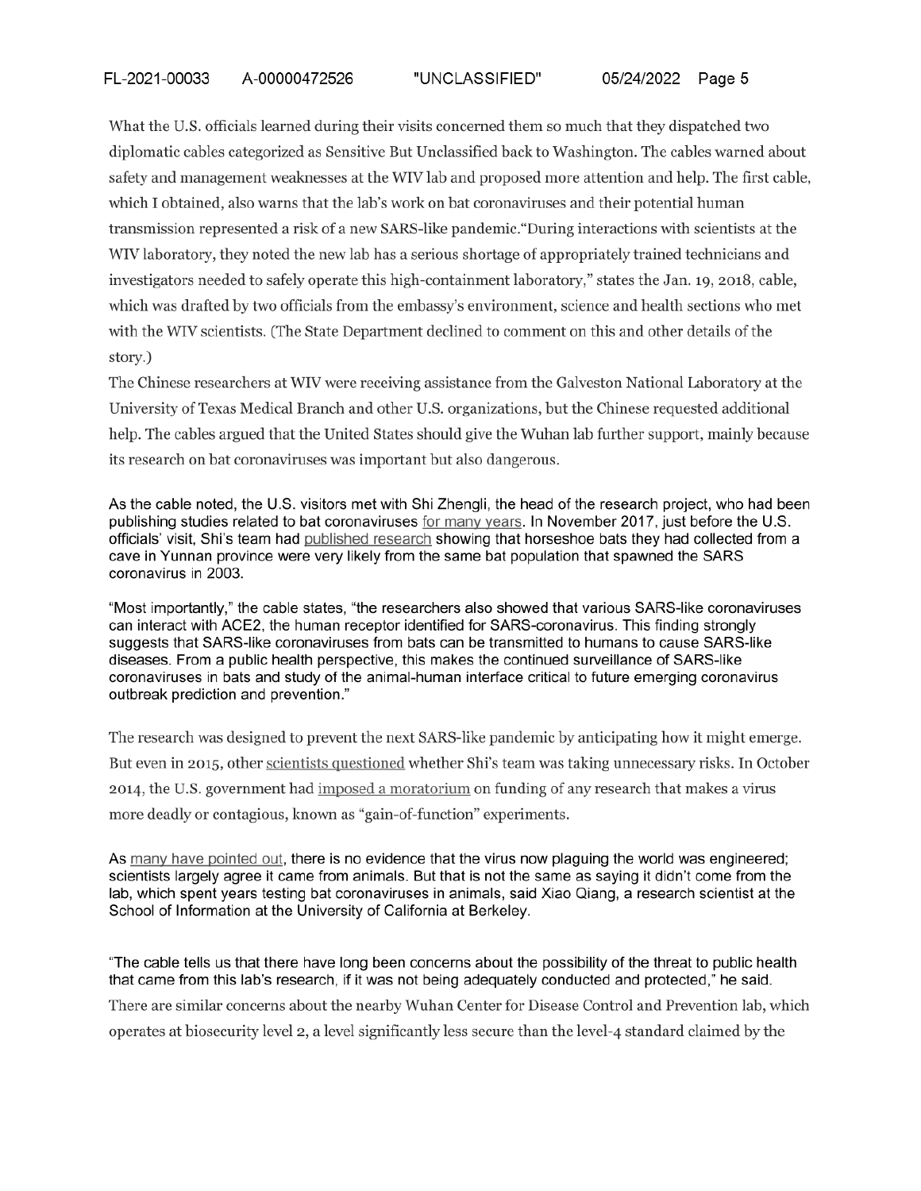What the U.S. officials learned during their visits concerned them so much that they dispatched two diplomatic cables categorized as Sensitive But Unclassified back to Washington. The cables warned about safety and management weaknesses at the WIV lab and proposed more attention and help. The first cable, which I obtained, also warns that the lab's work on bat coronaviruses and their potential human transmission represented a risk of a new SARS-like pandemic."During interactions with scientists at the WIV laboratory, they noted the new lab has a serious shortage of appropriately trained technicians and investigators needed to safely operate this high-containment laboratory," states the Jan. 19, 2018, cable, which was drafted by two officials from the embassy's environment, science and health sections who met with the WIV scientists. (The State Department declined to comment on this and other details of the story.)

The Chinese researchers at WIV were receiving assistance from the Galveston National Laboratory at the University of Texas Medical Branch and other U.S. organizations, but the Chinese requested additional help. The cables argued that the United States should give the Wuhan lab further support, mainly because its research on bat coronaviruses was important but also dangerous.

As the cable noted, the U.S. visitors met with Shi Zhengli, the head of the research project, who had been publishing studies related to bat coronaviruses for many years. In November 2017, just before the U.S. officials' visit, Shi's team had published research showing that horseshoe bats they had collected from a cave in Yunnan province were very likely from the same bat population that spawned the SARS coronavirus in 2003.

"Most importantly," the cable states, "the researchers also showed that various SARS-like coronaviruses can interact with ACE2, the human receptor identified for SARS-coronavirus. This finding strongly suggests that SARS-like coronaviruses from bats can be transmitted to humans to cause SARS-like diseases. From a public health perspective, this makes the continued surveillance of SARS-like coronaviruses in bats and study of the animal-human interface critical to future emerging coronavirus outbreak prediction and prevention."

The research was designed to prevent the next SARS-like pandemic by anticipating how it might emerge. But even in 2015, other scientists questioned whether Shi's team was taking unnecessary risks. In October 2014, the U.S. government had imposed a moratorium on funding of any research that makes a virus more deadly or contagious, known as "gain-of-function" experiments.

As many have pointed out, there is no evidence that the virus now plaguing the world was engineered; scientists largely agree it came from animals. But that is not the same as saying it didn't come from the lab, which spent years testing bat coronaviruses in animals, said Xiao Qiang, a research scientist at the School of Information at the University of California at Berkeley.

"The cable tells us that there have long been concerns about the possibility of the threat to public health that came from this lab's research, if it was not being adequately conducted and protected," he said.

There are similar concerns about the nearby Wuhan Center for Disease Control and Prevention lab, which operates at biosecurity level 2, a level significantly less secure than the level-4 standard claimed by the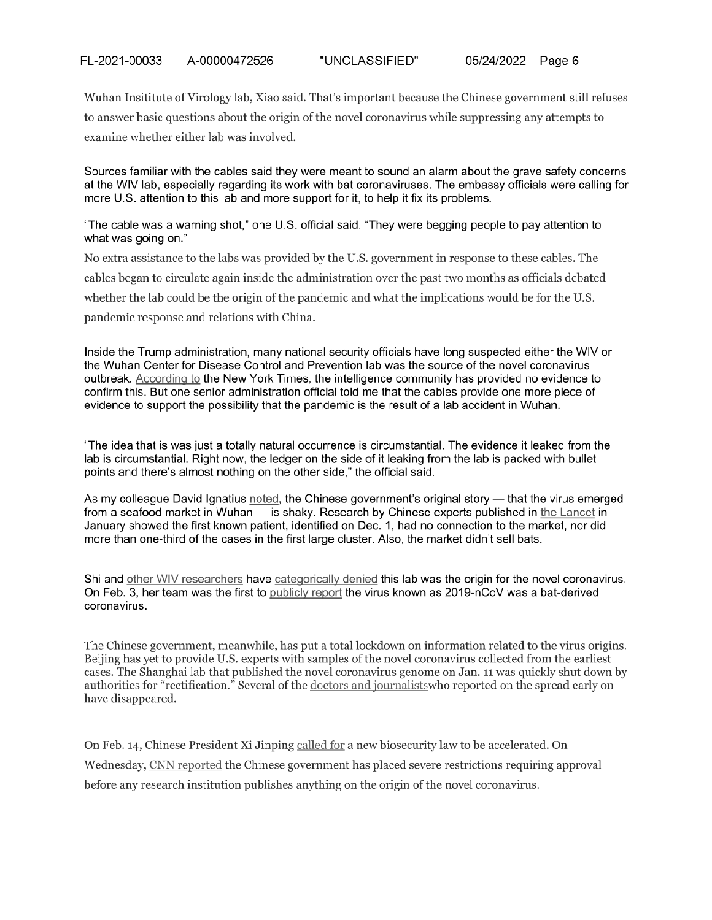Wuhan Insititute of Virology lab, Xiao said. That's important because the Chinese government still refuses to answer basic questions about the origin of the novel coronavirus while suppressing any attempts to examine whether either lab was involved.

Sources familiar with the cables said they were meant to sound an alarm about the grave safety concerns at the WIV lab, especially regarding its work with bat coronaviruses. The embassy officials were calling for more U.S. attention to this lab and more support for it, to help it fix its problems.

"The cable was a warning shot," one U.S. official said. "They were begging people to pay attention to what was going on."

No extra assistance to the labs was provided by the U.S. government in response to these cables. The cables began to circulate again inside the administration over the past two months as officials debated whether the lab could be the origin of the pandemic and what the implications would be for the U.S. pandemic response and relations with China.

Inside the Trump administration, many national security officials have long suspected either the WIV or the Wuhan Center for Disease Control and Prevention lab was the source of the novel coronavirus outbreak. According to the New York Times, the intelligence community has provided no evidence to confirm this. But one senior administration official told me that the cables provide one more piece of evidence to support the possibility that the pandemic is the result of a lab accident in Wuhan.

"The idea that is was just a totally natural occurrence is circumstantial. The evidence it leaked from the lab is circumstantial. Right now, the ledger on the side of it leaking from the lab is packed with bullet points and there's almost nothing on the other side," the official said.

As my colleague David Ignatius noted, the Chinese government's original story — that the virus emerged from a seafood market in Wuhan — is shaky. Research by Chinese experts published in the Lancet in January showed the first known patient, identified on Dec. 1, had no connection to the market, nor did more than one-third of the cases in the first large cluster. Also, the market didn't sell bats.

Shi and other WIV researchers have categorically denied this lab was the origin for the novel coronavirus. On Feb. 3, her team was the first to publicly report the virus known as 2019-nCoV was a bat-derived coronavirus.

The Chinese government, meanwhile, has put a total lockdown on information related to the virus origins. Beijing has yet to provide U.S. experts with samples of the novel coronavirus collected from the earliest cases. The Shanghai lab that published the novel coronavirus genome on Jan. 11 was quickly shut down by authorities for "rectification." Several of the doctors and journalistswho reported on the spread early on have disappeared.

On Feb. 14, Chinese President Xi Jinping called for a new biosecurity law to be accelerated. On Wednesday, CNN reported the Chinese government has placed severe restrictions requiring approval before any research institution publishes anything on the origin of the novel coronavirus.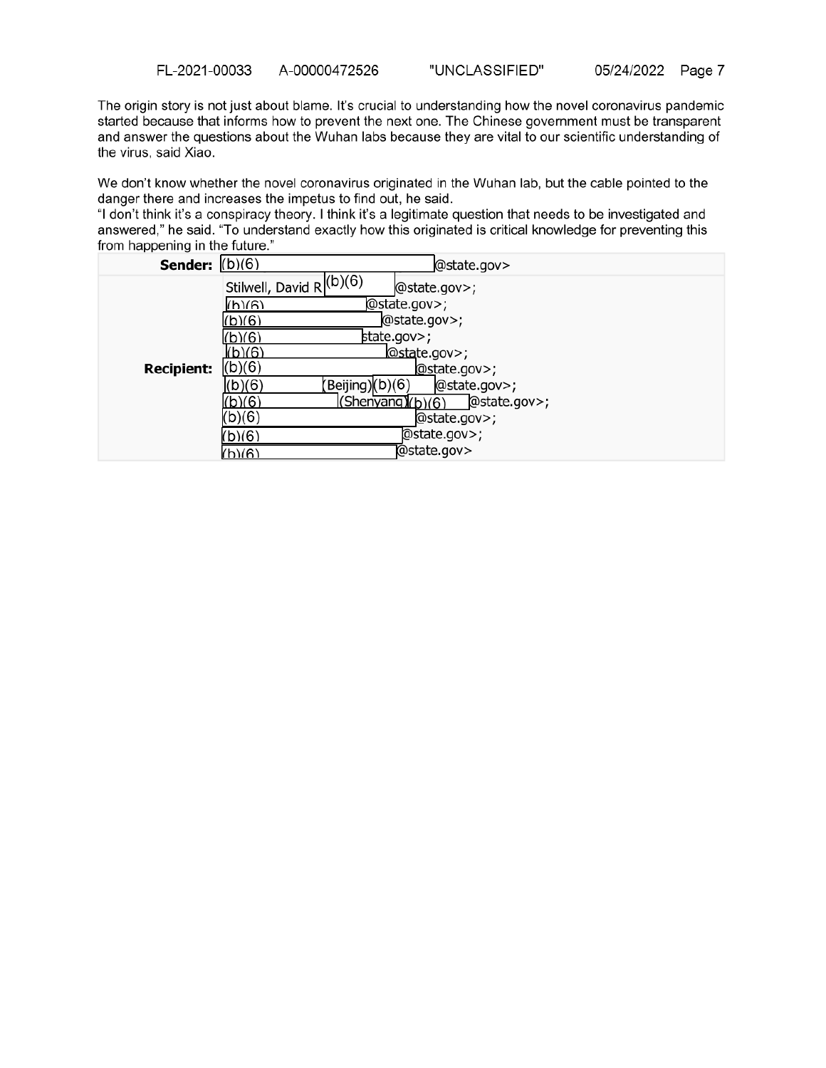The origin story is not just about blame. It's crucial to understanding how the novel coronavirus pandemic started because that informs how to prevent the next one. The Chinese government must be transparent and answer the questions about the Wuhan labs because they are vital to our scientific understanding of the virus, said Xiao.

We don't know whether the novel coronavirus originated in the Wuhan lab, but the cable pointed to the danger there and increases the impetus to find out, he said.
"I don't think it's a conspiracy theory. I think it's a legitimate question that needs to be investigated and answered," he said. "To understand exactly how this originated is critical knowledge for preventing this from happening in the future."

| | |
|---|---|
| **Sender:** | (b)(6) @state.gov> |
| **Recipient:** | Stilwell, David R (b)(6) @state.gov>;<br>(b)(6) @state.gov>;<br>(b)(6) @state.gov>;<br>(b)(6) state.gov>;<br>(b)(6) @state.gov>;<br>(b)(6) @state.gov>;<br>(b)(6) (Beijing) (b)(6) @state.gov>;<br>(b)(6) (Shenyang) (b)(6) @state.gov>;<br>(b)(6) @state.gov>;<br>(b)(6) @state.gov>;<br>(b)(6) @state.gov> |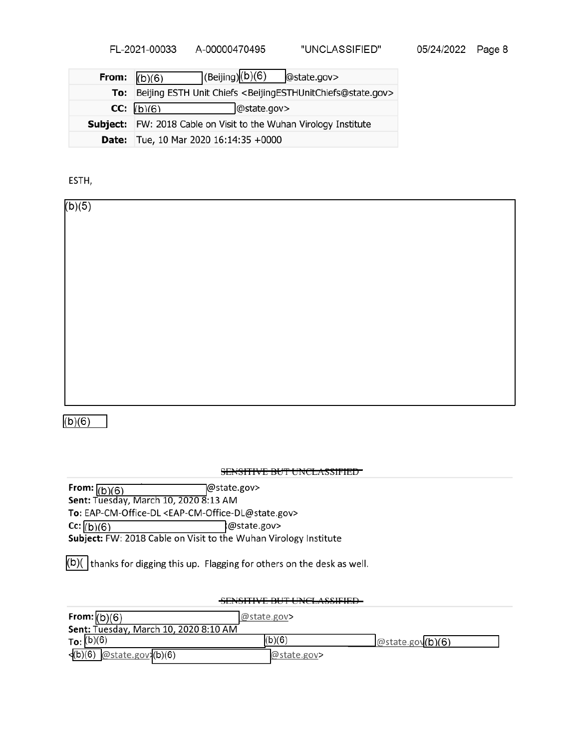| | |
|---|---|
| **From:** | (b)(6) (Beijing) (b)(6) @state.gov> |
| **To:** | Beijing ESTH Unit Chiefs <BeijingESTHUnitChiefs@state.gov> |
| **CC:** | (b)(6) @state.gov> |
| **Subject:** | FW: 2018 Cable on Visit to the Wuhan Virology Institute |
| **Date:** | Tue, 10 Mar 2020 16:14:35 +0000 |

ESTH,

(b)(5)

(b)(6)

~~SENSITIVE BUT UNCLASSIFIED~~

**From:** (b)(6) @state.gov>
**Sent:** Tuesday, March 10, 2020 8:13 AM
**To:** EAP-CM-Office-DL <EAP-CM-Office-DL@state.gov>
**Cc:** (b)(6) @state.gov>
**Subject:** FW: 2018 Cable on Visit to the Wuhan Virology Institute

(b)( thanks for digging this up. Flagging for others on the desk as well.

~~SENSITIVE BUT UNCLASSIFIED~~

**From:** (b)(6) @state.gov>
**Sent:** Tuesday, March 10, 2020 8:10 AM
**To:** (b)(6) (b)(6) @state.gov (b)(6)
<(b)(6) @state.gov> (b)(6) @state.gov>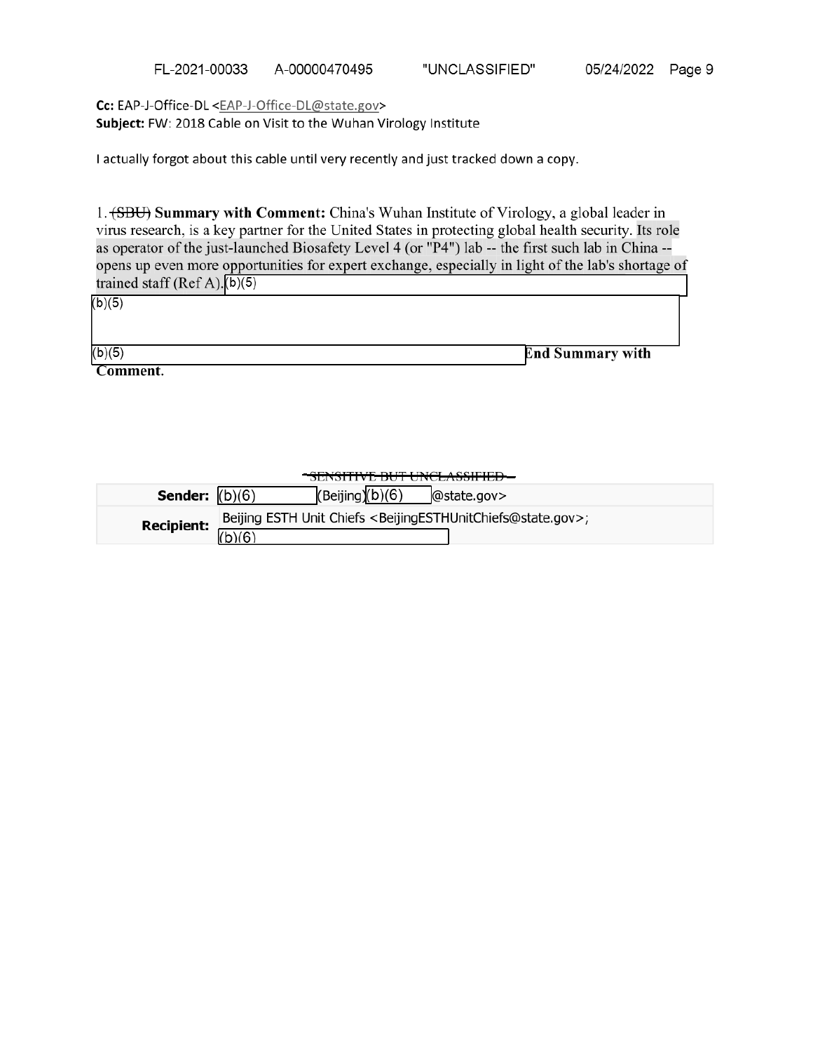**Cc:** EAP-J-Office-DL <EAP-J-Office-DL@state.gov>
**Subject:** FW: 2018 Cable on Visit to the Wuhan Virology Institute

I actually forgot about this cable until very recently and just tracked down a copy.

1. ~~(SBU)~~ **Summary with Comment:** China's Wuhan Institute of Virology, a global leader in virus research, is a key partner for the United States in protecting global health security. Its role as operator of the just-launched Biosafety Level 4 (or "P4") lab -- the first such lab in China -- opens up even more opportunities for expert exchange, especially in light of the lab's shortage of trained staff (Ref A). (b)(5)

(b)(5)

(b)(5) **End Summary with Comment**.

~~SENSITIVE BUT UNCLASSIFIED~~

| | |
|---|---|
| **Sender:** | (b)(6) (Beijing) (b)(6) @state.gov> |
| **Recipient:** | Beijing ESTH Unit Chiefs <BeijingESTHUnitChiefs@state.gov>; (b)(6) |